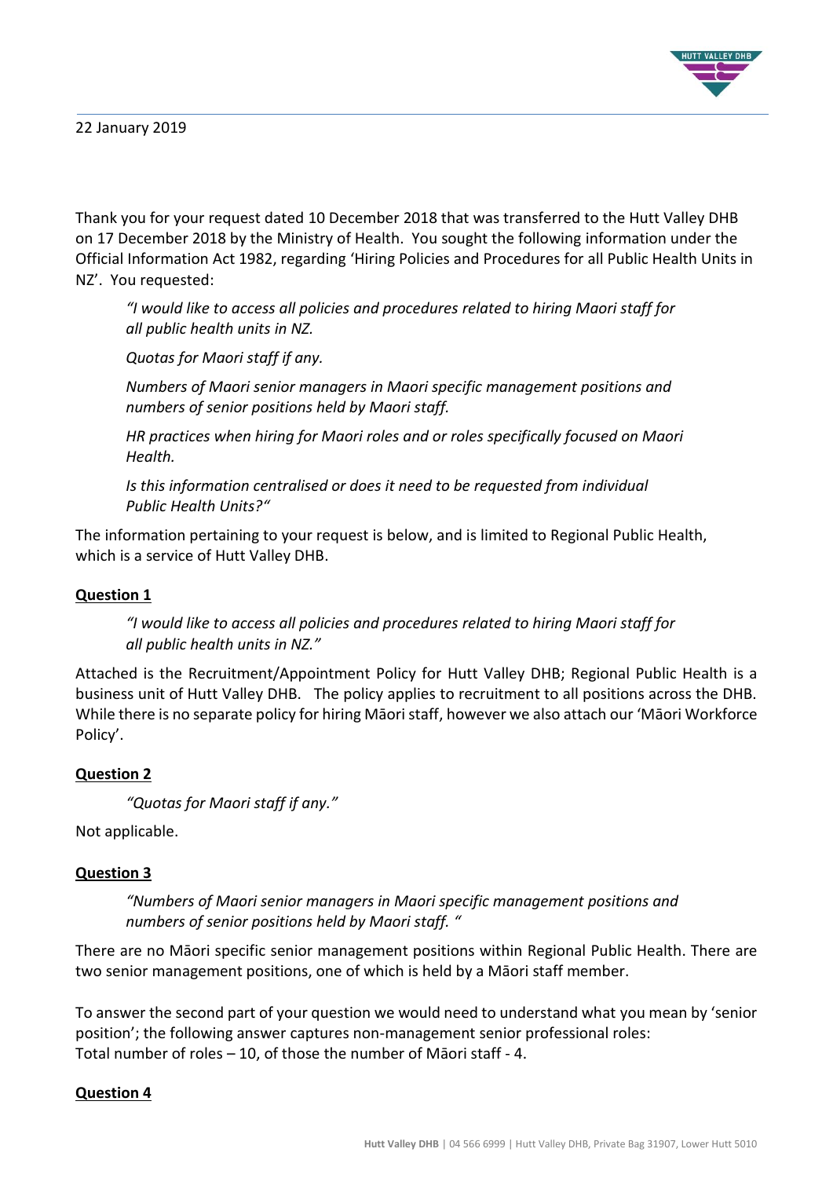22 January 2019

Thank you for your request dated 10 December 2018 that was transferred to the Hutt Valley DHB on 17 December 2018 by the Ministry of Health. You sought the following information under the Official Information Act 1982, regarding 'Hiring Policies and Procedures for all Public Health Units in NZ'. You requested:

> *"I would like to access all policies and procedures related to hiring Maori staff for all public health units in NZ.*
>
> *Quotas for Maori staff if any.*
>
> *Numbers of Maori senior managers in Maori specific management positions and numbers of senior positions held by Maori staff.*
>
> *HR practices when hiring for Maori roles and or roles specifically focused on Maori Health.*
>
> *Is this information centralised or does it need to be requested from individual Public Health Units?"*

The information pertaining to your request is below, and is limited to Regional Public Health, which is a service of Hutt Valley DHB.

**Question 1**

> *"I would like to access all policies and procedures related to hiring Maori staff for all public health units in NZ."*

Attached is the Recruitment/Appointment Policy for Hutt Valley DHB; Regional Public Health is a business unit of Hutt Valley DHB. The policy applies to recruitment to all positions across the DHB. While there is no separate policy for hiring Māori staff, however we also attach our 'Māori Workforce Policy'.

**Question 2**

> *"Quotas for Maori staff if any."*

Not applicable.

**Question 3**

> *"Numbers of Maori senior managers in Maori specific management positions and numbers of senior positions held by Maori staff. "*

There are no Māori specific senior management positions within Regional Public Health. There are two senior management positions, one of which is held by a Māori staff member.

To answer the second part of your question we would need to understand what you mean by 'senior position'; the following answer captures non-management senior professional roles:
Total number of roles – 10, of those the number of Māori staff - 4.

**Question 4**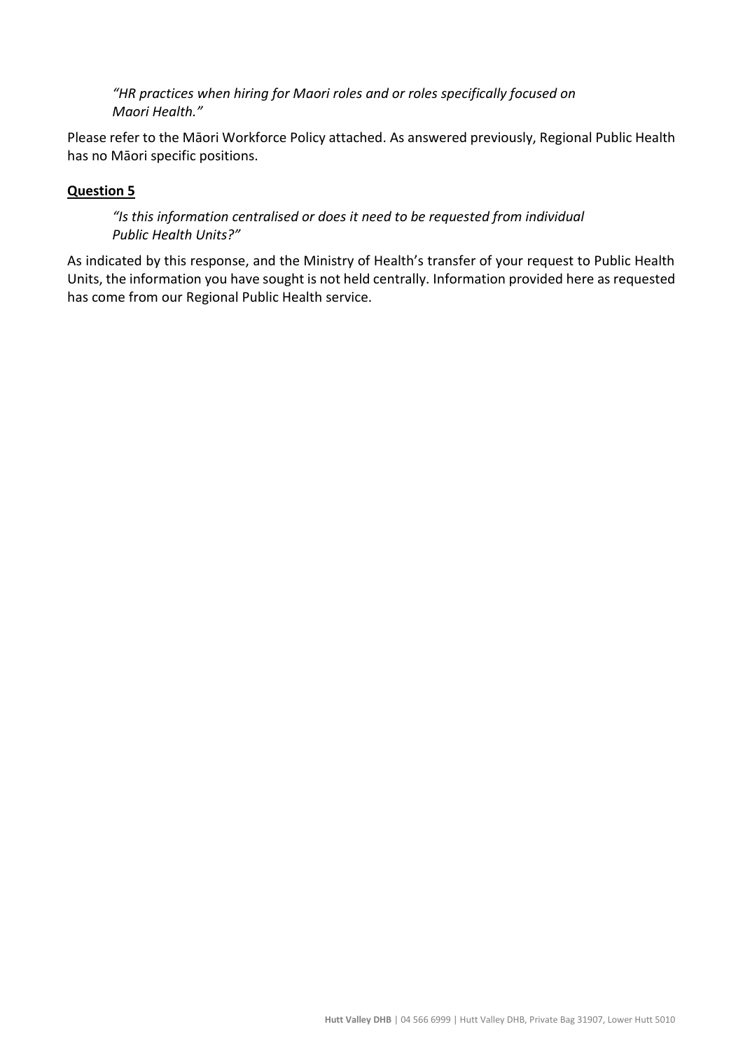*"HR practices when hiring for Maori roles and or roles specifically focused on Maori Health."*

Please refer to the Māori Workforce Policy attached. As answered previously, Regional Public Health has no Māori specific positions.

**Question 5**

*"Is this information centralised or does it need to be requested from individual Public Health Units?"*

As indicated by this response, and the Ministry of Health's transfer of your request to Public Health Units, the information you have sought is not held centrally. Information provided here as requested has come from our Regional Public Health service.